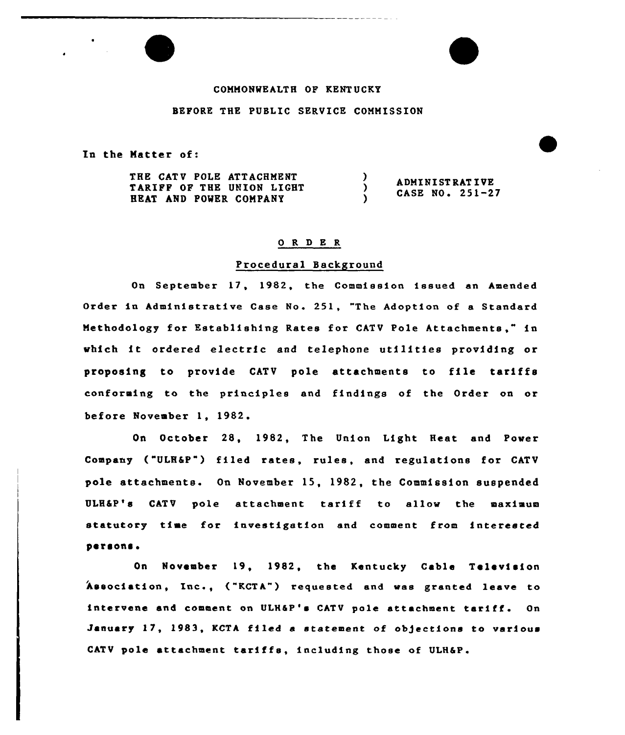COMMONWEALTH OF KENTUCKY

BEFORE THE PUBLIC SERVICE COMMISSION

In the Matter of:

| | | |
|---|---|---|
| THE CATV POLE ATTACHMENT TARIFF OF THE UNION LIGHT HEAT AND POWER COMPANY | ) ) ) | ADMINISTRATIVE CASE NO. 251-27 |

## O R D E R

### Procedural Background

On September 17, 1982, the Commission issued an Amended Order in Administrative Case No. 251, "The Adoption of a Standard Methodology for Establishing Rates for CATV Pole Attachments," in which it ordered electric and telephone utilities providing or proposing to provide CATV pole attachments to file tariffs conforming to the principles and findings of the Order on or before November 1, 1982.

On October 28, 1982, The Union Light Heat and Power Company ("ULH&P") filed rates, rules, and regulations for CATV pole attachments. On November 15, 1982, the Commission suspended ULH&P's CATV pole attachment tariff to allow the maximum statutory time for investigation and comment from interested persons.

On November 19, 1982, the Kentucky Cable Television Association, Inc., ("KCTA") requested and was granted leave to intervene and comment on ULH&P's CATV pole attachment tariff. On January 17, 1983, KCTA filed a statement of objections to various CATV pole attachment tariffs, including those of ULH&P.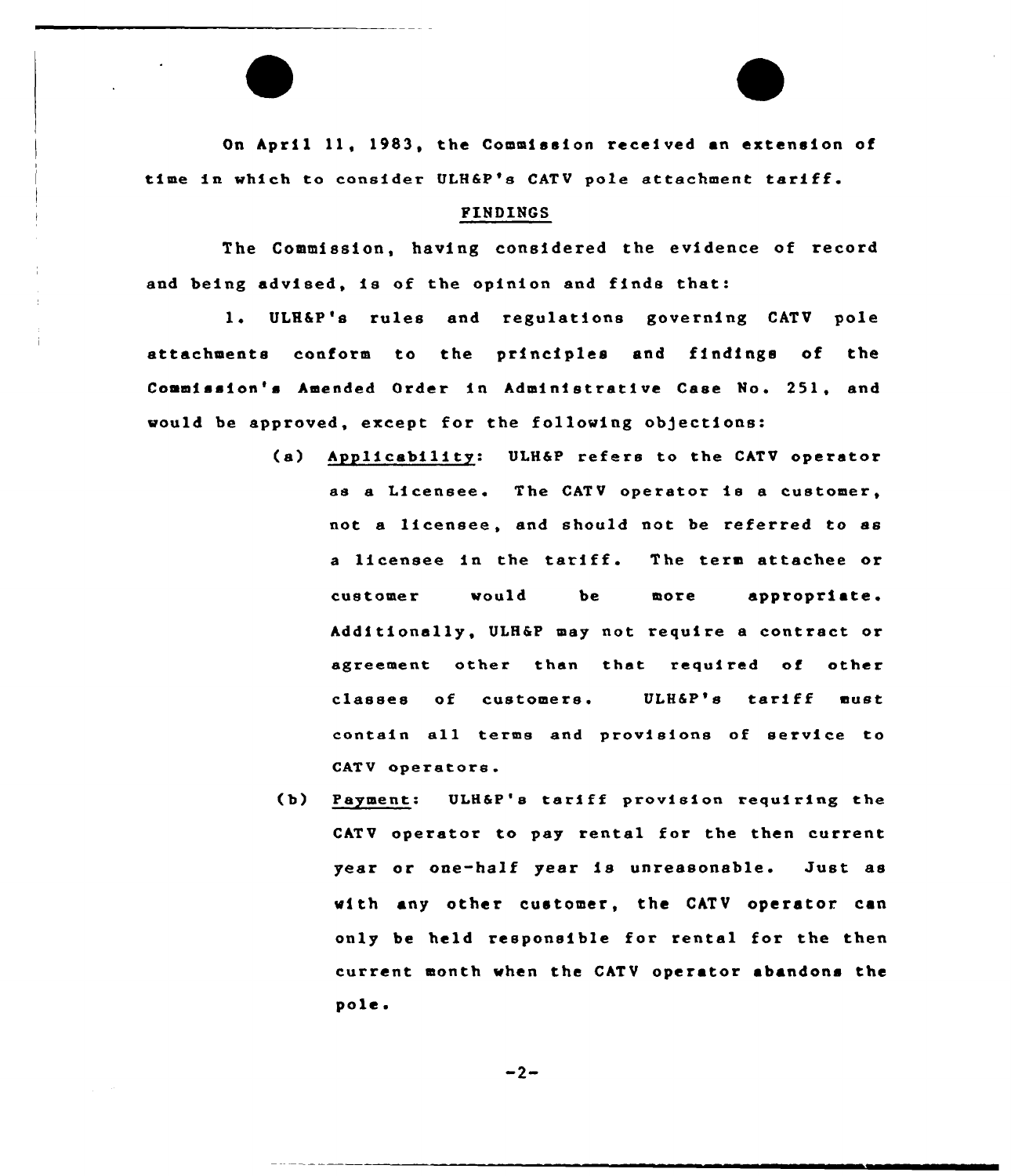On April 11, 1983, the Commission received an extension of time in which to consider ULH&P's CATV pole attachment tariff.

## FINDINGS

The Commission, having considered the evidence of record and being advised, is of the opinion and finds that:

1. ULH&P's rules and regulations governing CATV pole attachments conform to the principles and findings of the Commission's Amended Order in Administrative Case No. 251, and would be approved, except for the following objections:

   (a) Applicability: ULH&P refers to the CATV operator as a Licensee. The CATV operator is a customer, not a licensee, and should not be referred to as a licensee in the tariff. The term attachee or customer would be more appropriate. Additionally, ULH&P may not require a contract or agreement other than that required of other classes of customers. ULH&P's tariff must contain all terms and provisions of service to CATV operators.

   (b) Payment: ULH&P's tariff provision requiring the CATV operator to pay rental for the then current year or one-half year is unreasonable. Just as with any other customer, the CATV operator can only be held responsible for rental for the then current month when the CATV operator abandons the pole.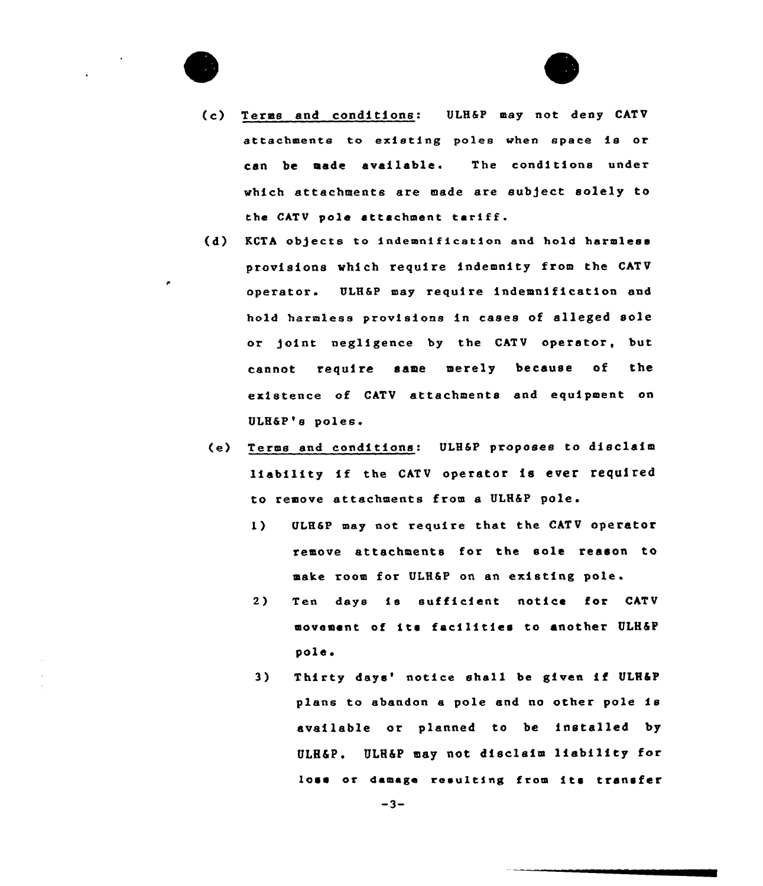(c) Terms and conditions: ULH&P may not deny CATV attachments to existing poles when space is or can be made available. The conditions under which attachments are made are subject solely to the CATV pole attachment tariff.

(d) KCTA objects to indemnification and hold harmless provisions which require indemnity from the CATV operator. ULH&P may require indemnification and hold harmless provisions in cases of alleged sole or joint negligence by the CATV operator, but cannot require same merely because of the existence of CATV attachments and equipment on ULH&P's poles.

(e) Terms and conditions: ULH&P proposes to disclaim liability if the CATV operator is ever required to remove attachments from a ULH&P pole.

1) ULH&P may not require that the CATV operator remove attachments for the sole reason to make room for ULH&P on an existing pole.

2) Ten days is sufficient notice for CATV movement of its facilities to another ULH&P pole.

3) Thirty days' notice shall be given if ULH&P plans to abandon a pole and no other pole is available or planned to be installed by ULH&P. ULH&P may not disclaim liability for loss or damage resulting from its transfer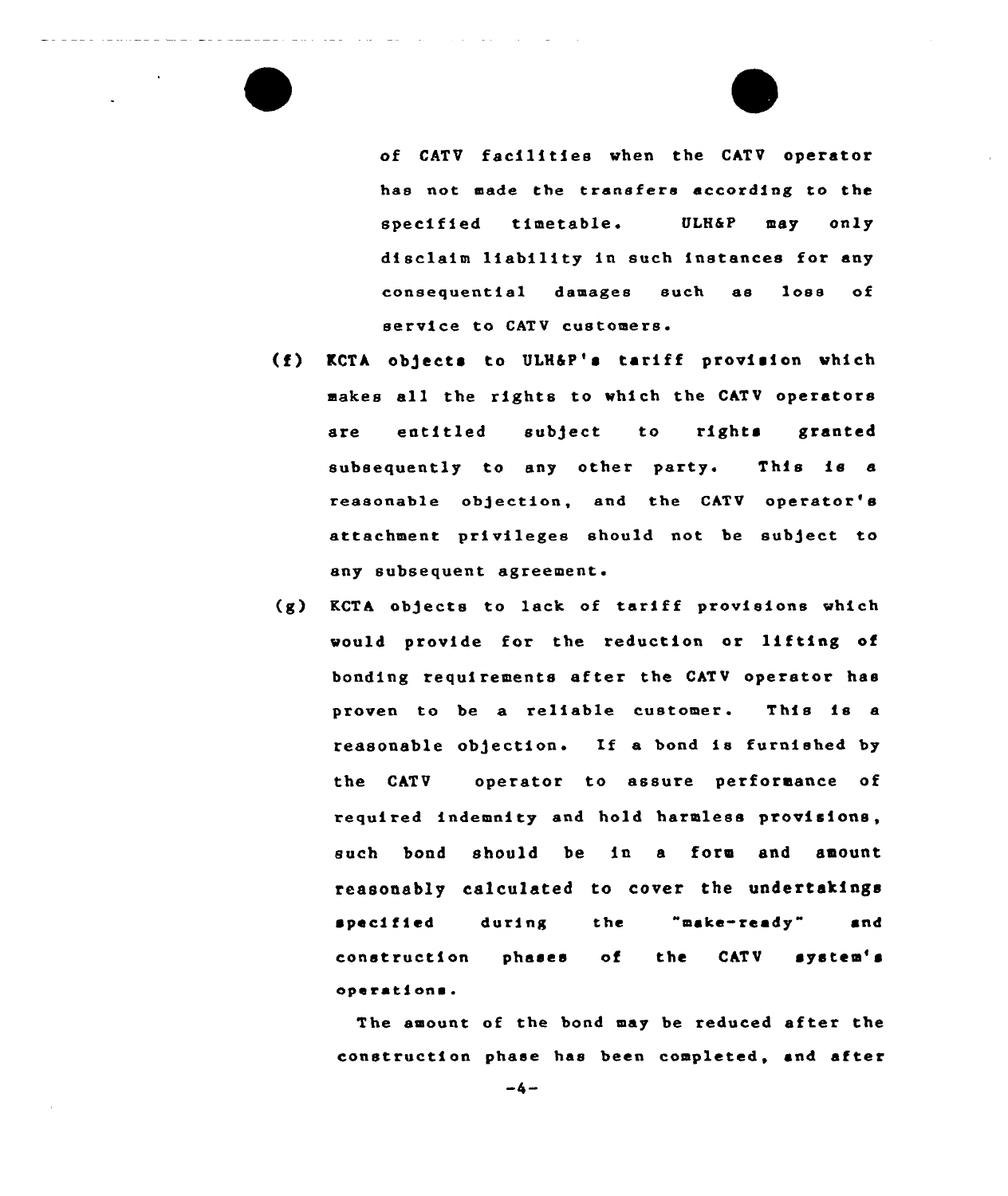of CATV facilities when the CATV operator has not made the transfers according to the specified timetable. ULH&P may only disclaim liability in such instances for any consequential damages such as loss of service to CATV customers.

(f) KCTA objects to ULH&P's tariff provision which makes all the rights to which the CATV operators are entitled subject to rights granted subsequently to any other party. This is a reasonable objection, and the CATV operator's attachment privileges should not be subject to any subsequent agreement.

(g) KCTA objects to lack of tariff provisions which would provide for the reduction or lifting of bonding requirements after the CATV operator has proven to be a reliable customer. This is a reasonable objection. If a bond is furnished by the CATV operator to assure performance of required indemnity and hold harmless provisions, such bond should be in a form and amount reasonably calculated to cover the undertakings specified during the "make-ready" and construction phases of the CATV system's operations.

The amount of the bond may be reduced after the construction phase has been completed, and after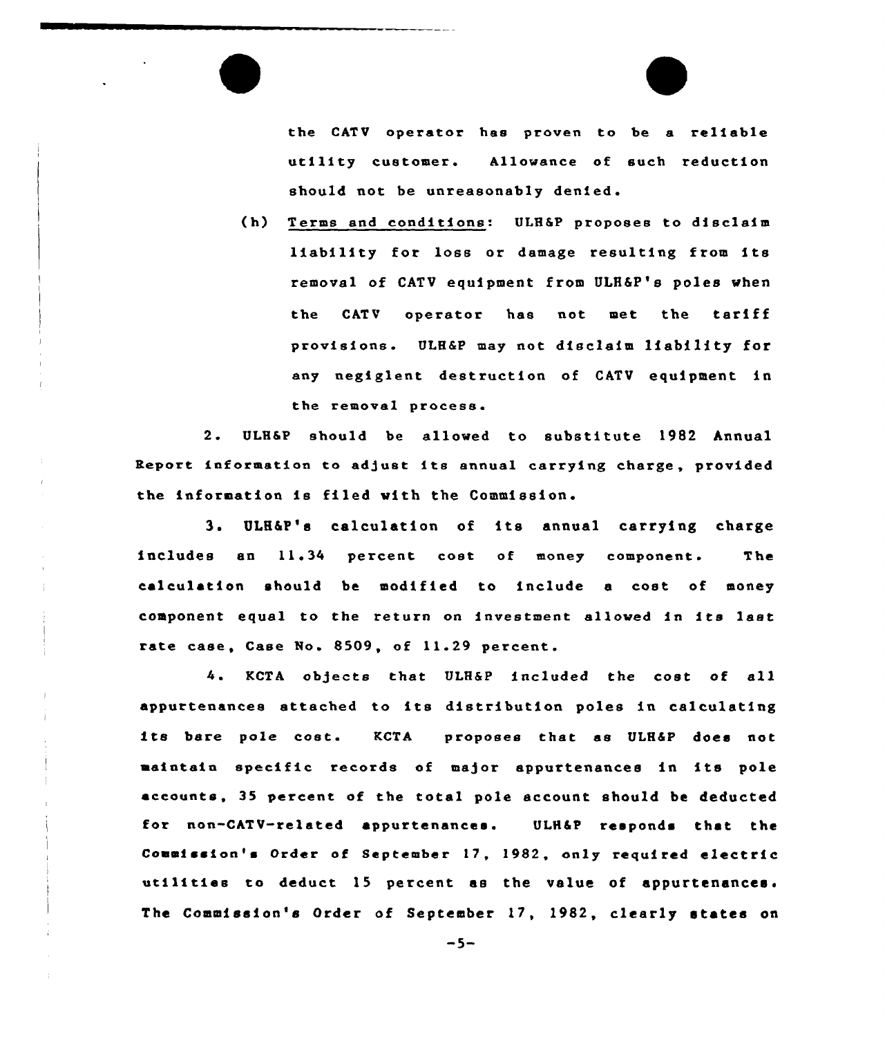the CATV operator has proven to be a reliable utility customer. Allowance of such reduction should not be unreasonably denied.

(h) Terms and conditions: ULH&P proposes to disclaim liability for loss or damage resulting from its removal of CATV equipment from ULH&P's poles when the CATV operator has not met the tariff provisions. ULH&P may not disclaim liability for any negiglent destruction of CATV equipment in the removal process.

2. ULH&P should be allowed to substitute 1982 Annual Report information to adjust its annual carrying charge, provided the information is filed with the Commission.

3. ULH&P's calculation of its annual carrying charge includes an 11.34 percent cost of money component. The calculation should be modified to include a cost of money component equal to the return on investment allowed in its last rate case, Case No. 8509, of 11.29 percent.

4. KCTA objects that ULH&P included the cost of all appurtenances attached to its distribution poles in calculating its bare pole cost. KCTA proposes that as ULH&P does not maintain specific records of major appurtenances in its pole accounts, 35 percent of the total pole account should be deducted for non-CATV-related appurtenances. ULH&P responds that the Commission's Order of September 17, 1982, only required electric utilities to deduct 15 percent as the value of appurtenances. The Commission's Order of September 17, 1982, clearly states on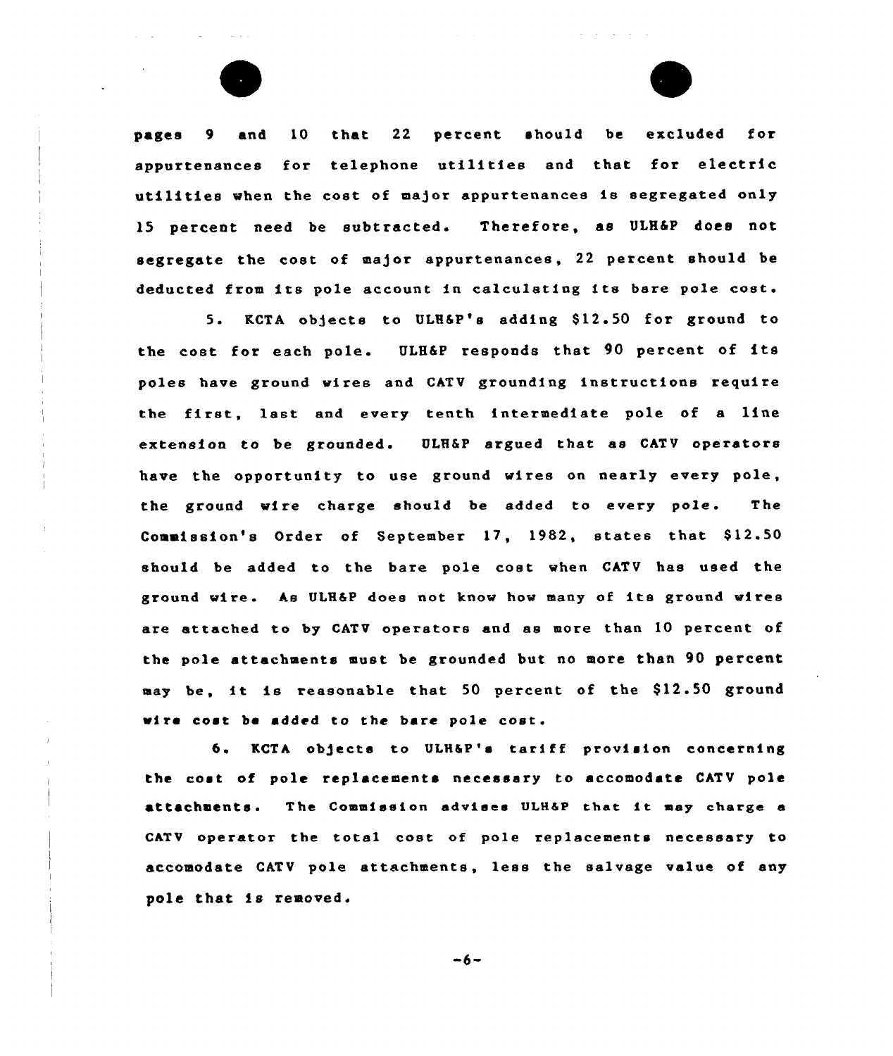pages 9 and 10 that 22 percent should be excluded for appurtenances for telephone utilities and that for electric utilities when the cost of major appurtenances is segregated only 15 percent need be subtracted. Therefore, as ULH&P does not segregate the cost of major appurtenances, 22 percent should be deducted from its pole account in calculating its bare pole cost.

5. KCTA objects to ULH&P's adding $12.50 for ground to the cost for each pole. ULH&P responds that 90 percent of its poles have ground wires and CATV grounding instructions require the first, last and every tenth intermediate pole of a line extension to be grounded. ULH&P argued that as CATV operators have the opportunity to use ground wires on nearly every pole, the ground wire charge should be added to every pole. The Commission's Order of September 17, 1982, states that $12.50 should be added to the bare pole cost when CATV has used the ground wire. As ULH&P does not know how many of its ground wires are attached to by CATV operators and as more than 10 percent of the pole attachments must be grounded but no more than 90 percent may be, it is reasonable that 50 percent of the $12.50 ground wire cost be added to the bare pole cost.

6. KCTA objects to ULH&P's tariff provision concerning the cost of pole replacements necessary to accomodate CATV pole attachments. The Commission advises ULH&P that it may charge a CATV operator the total cost of pole replacements necessary to accomodate CATV pole attachments, less the salvage value of any pole that is removed.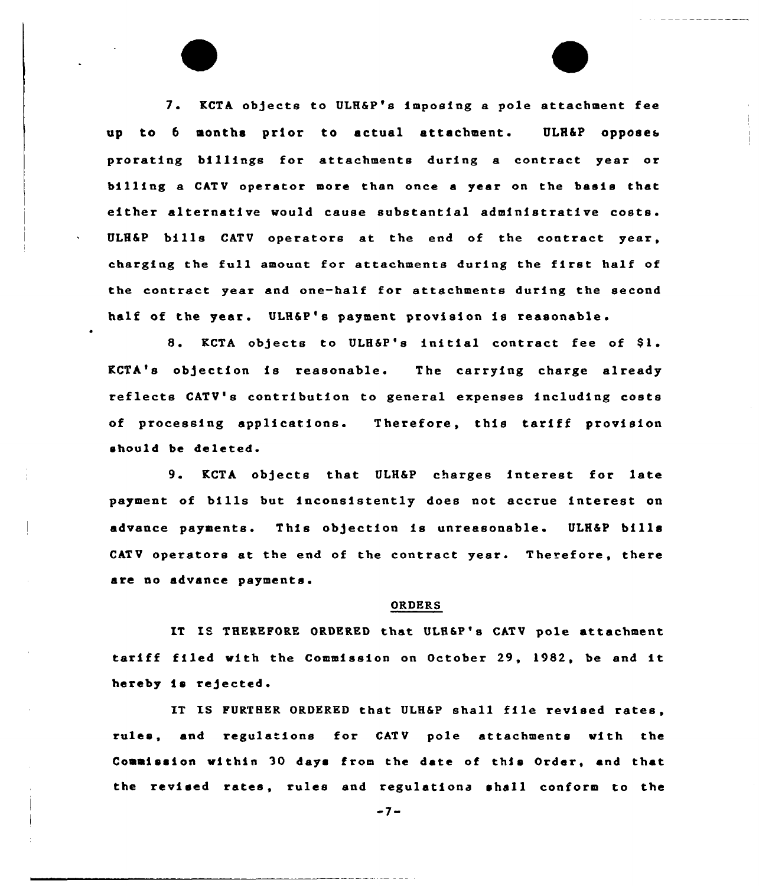7. KCTA objects to ULH&P's imposing a pole attachment fee up to 6 months prior to actual attachment. ULH&P opposes prorating billings for attachments during a contract year or billing a CATV operator more than once a year on the basis that either alternative would cause substantial administrative costs. ULH&P bills CATV operators at the end of the contract year, charging the full amount for attachments during the first half of the contract year and one-half for attachments during the second half of the year. ULH&P's payment provision is reasonable.

8. KCTA objects to ULH&P's initial contract fee of $1. KCTA's objection is reasonable. The carrying charge already reflects CATV's contribution to general expenses including costs of processing applications. Therefore, this tariff provision should be deleted.

9. KCTA objects that ULH&P charges interest for late payment of bills but inconsistently does not accrue interest on advance payments. This objection is unreasonable. ULH&P bills CATV operators at the end of the contract year. Therefore, there are no advance payments.

## ORDERS

IT IS THEREFORE ORDERED that ULH&P's CATV pole attachment tariff filed with the Commission on October 29, 1982, be and it hereby is rejected.

IT IS FURTHER ORDERED that ULH&P shall file revised rates, rules, and regulations for CATV pole attachments with the Commission within 30 days from the date of this Order, and that the revised rates, rules and regulations shall conform to the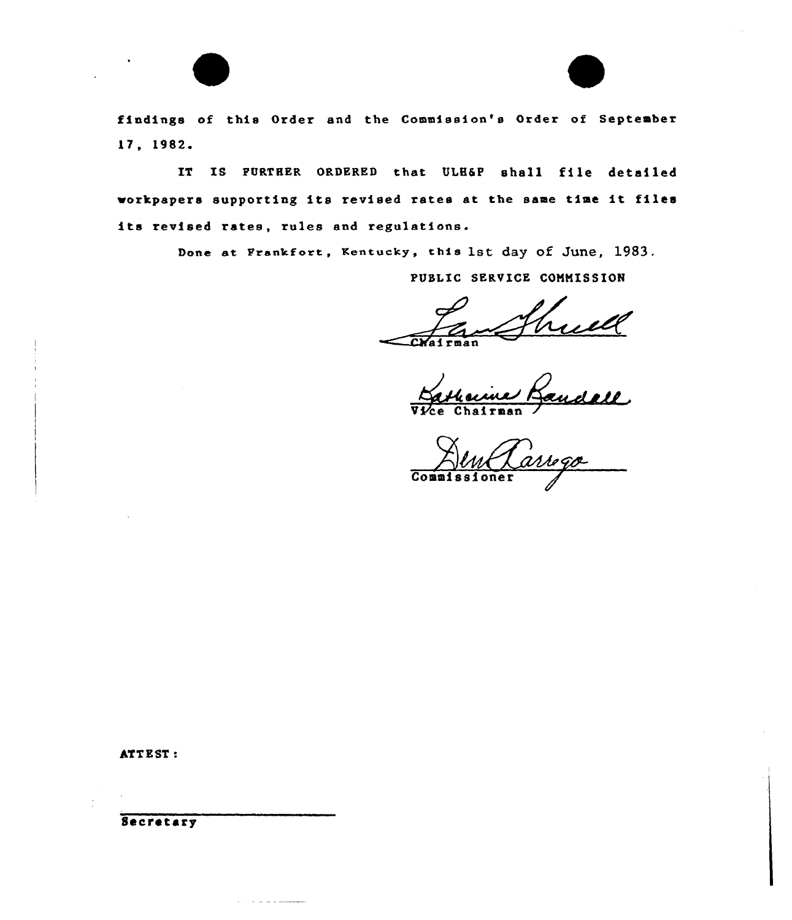findings of this Order and the Commission's Order of September 17, 1982.

IT IS FURTHER ORDERED that ULH&P shall file detailed workpapers supporting its revised rates at the same time it files its revised rates, rules and regulations.

Done at Frankfort, Kentucky, this 1st day of June, 1983.

PUBLIC SERVICE COMMISSION

Chairman

Vice Chairman

Commissioner

ATTEST:

Secretary